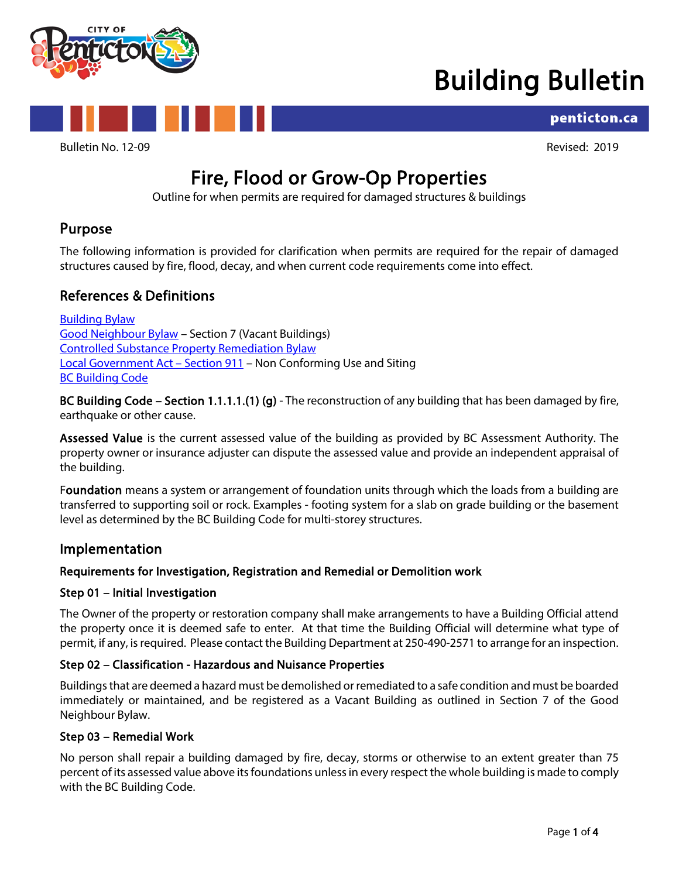# Building Bulletin

penticton.ca

Bulletin No. 12-09 Revised: 2019

## Fire, Flood or Grow-Op Properties

Outline for when permits are required for damaged structures & buildings

### Purpose

The following information is provided for clarification when permits are required for the repair of damaged structures caused by fire, flood, decay, and when current code requirements come into effect.

### References & Definitions

Building Bylaw
Good Neighbour Bylaw – Section 7 (Vacant Buildings)
Controlled Substance Property Remediation Bylaw
Local Government Act – Section 911 – Non Conforming Use and Siting
BC Building Code

**BC Building Code – Section 1.1.1.1.(1) (g)** - The reconstruction of any building that has been damaged by fire, earthquake or other cause.

**Assessed Value** is the current assessed value of the building as provided by BC Assessment Authority. The property owner or insurance adjuster can dispute the assessed value and provide an independent appraisal of the building.

**Foundation** means a system or arrangement of foundation units through which the loads from a building are transferred to supporting soil or rock. Examples - footing system for a slab on grade building or the basement level as determined by the BC Building Code for multi-storey structures.

### Implementation

#### Requirements for Investigation, Registration and Remedial or Demolition work

#### Step 01 – Initial Investigation

The Owner of the property or restoration company shall make arrangements to have a Building Official attend the property once it is deemed safe to enter. At that time the Building Official will determine what type of permit, if any, is required. Please contact the Building Department at 250-490-2571 to arrange for an inspection.

#### Step 02 – Classification - Hazardous and Nuisance Properties

Buildings that are deemed a hazard must be demolished or remediated to a safe condition and must be boarded immediately or maintained, and be registered as a Vacant Building as outlined in Section 7 of the Good Neighbour Bylaw.

#### Step 03 – Remedial Work

No person shall repair a building damaged by fire, decay, storms or otherwise to an extent greater than 75 percent of its assessed value above its foundations unless in every respect the whole building is made to comply with the BC Building Code.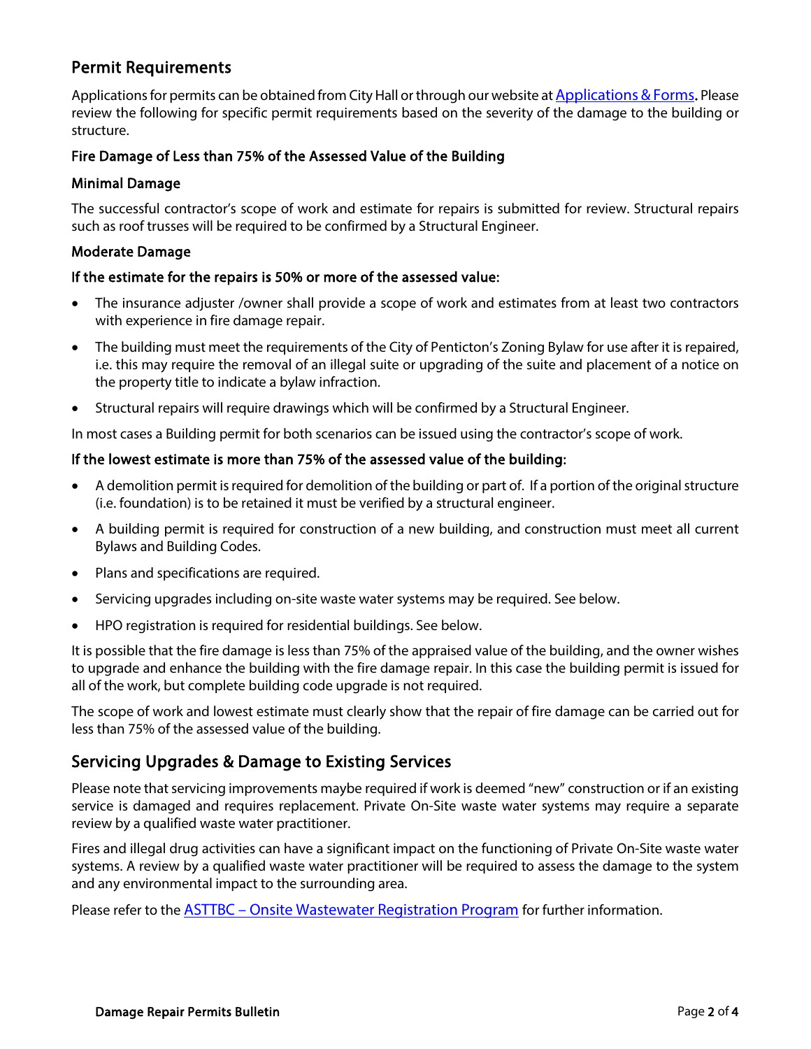## Permit Requirements

Applications for permits can be obtained from City Hall or through our website at [Applications & Forms](). Please review the following for specific permit requirements based on the severity of the damage to the building or structure.

### Fire Damage of Less than 75% of the Assessed Value of the Building

#### Minimal Damage

The successful contractor's scope of work and estimate for repairs is submitted for review. Structural repairs such as roof trusses will be required to be confirmed by a Structural Engineer.

#### Moderate Damage

#### If the estimate for the repairs is 50% or more of the assessed value:

- The insurance adjuster /owner shall provide a scope of work and estimates from at least two contractors with experience in fire damage repair.
- The building must meet the requirements of the City of Penticton's Zoning Bylaw for use after it is repaired, i.e. this may require the removal of an illegal suite or upgrading of the suite and placement of a notice on the property title to indicate a bylaw infraction.
- Structural repairs will require drawings which will be confirmed by a Structural Engineer.

In most cases a Building permit for both scenarios can be issued using the contractor's scope of work.

#### If the lowest estimate is more than 75% of the assessed value of the building:

- A demolition permit is required for demolition of the building or part of. If a portion of the original structure (i.e. foundation) is to be retained it must be verified by a structural engineer.
- A building permit is required for construction of a new building, and construction must meet all current Bylaws and Building Codes.
- Plans and specifications are required.
- Servicing upgrades including on-site waste water systems may be required. See below.
- HPO registration is required for residential buildings. See below.

It is possible that the fire damage is less than 75% of the appraised value of the building, and the owner wishes to upgrade and enhance the building with the fire damage repair. In this case the building permit is issued for all of the work, but complete building code upgrade is not required.

The scope of work and lowest estimate must clearly show that the repair of fire damage can be carried out for less than 75% of the assessed value of the building.

## Servicing Upgrades & Damage to Existing Services

Please note that servicing improvements maybe required if work is deemed "new" construction or if an existing service is damaged and requires replacement. Private On-Site waste water systems may require a separate review by a qualified waste water practitioner.

Fires and illegal drug activities can have a significant impact on the functioning of Private On-Site waste water systems. A review by a qualified waste water practitioner will be required to assess the damage to the system and any environmental impact to the surrounding area.

Please refer to the [ASTTBC – Onsite Wastewater Registration Program]() for further information.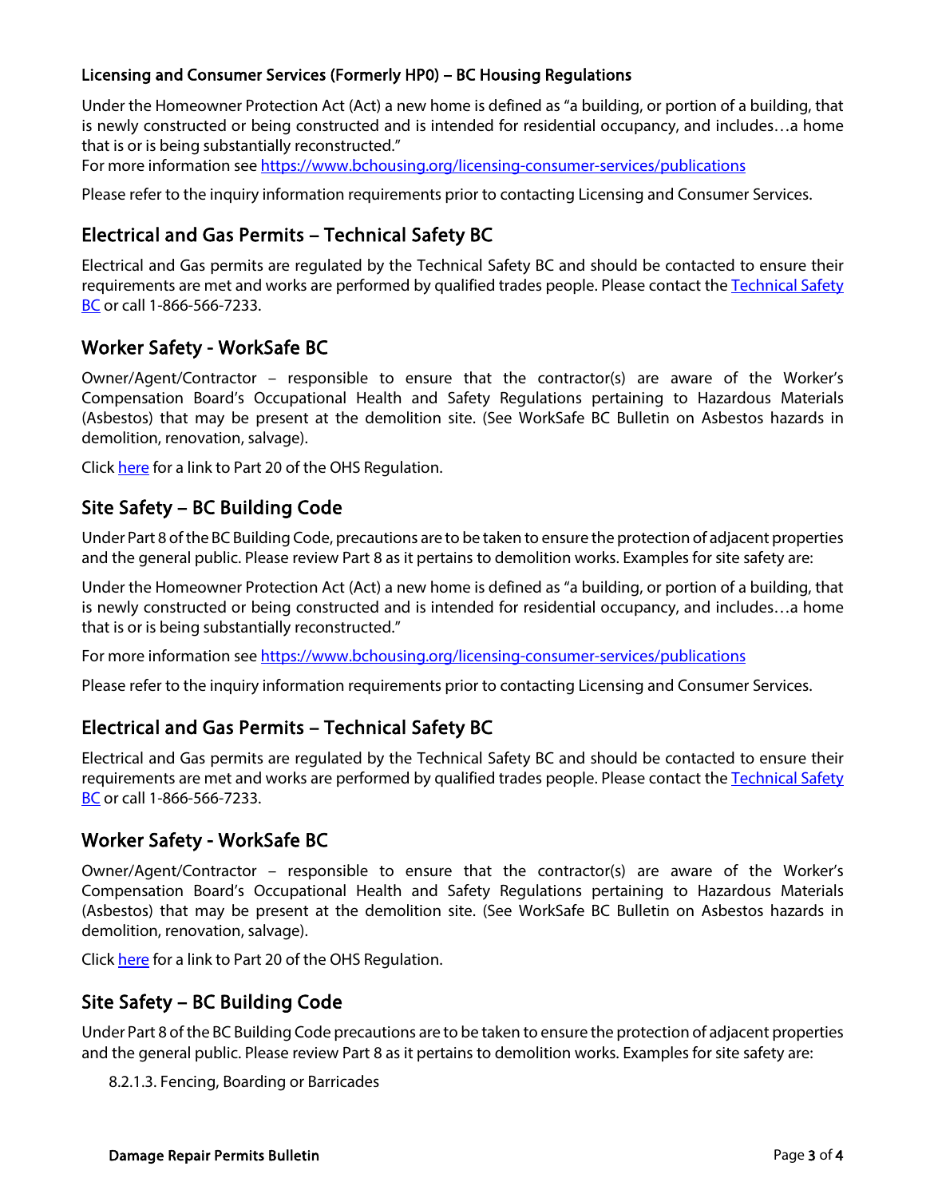### Licensing and Consumer Services (Formerly HP0) – BC Housing Regulations

Under the Homeowner Protection Act (Act) a new home is defined as "a building, or portion of a building, that is newly constructed or being constructed and is intended for residential occupancy, and includes…a home that is or is being substantially reconstructed."
For more information see https://www.bchousing.org/licensing-consumer-services/publications

Please refer to the inquiry information requirements prior to contacting Licensing and Consumer Services.

## Electrical and Gas Permits – Technical Safety BC

Electrical and Gas permits are regulated by the Technical Safety BC and should be contacted to ensure their requirements are met and works are performed by qualified trades people. Please contact the Technical Safety BC or call 1-866-566-7233.

## Worker Safety - WorkSafe BC

Owner/Agent/Contractor – responsible to ensure that the contractor(s) are aware of the Worker's Compensation Board's Occupational Health and Safety Regulations pertaining to Hazardous Materials (Asbestos) that may be present at the demolition site. (See WorkSafe BC Bulletin on Asbestos hazards in demolition, renovation, salvage).

Click here for a link to Part 20 of the OHS Regulation.

## Site Safety – BC Building Code

Under Part 8 of the BC Building Code, precautions are to be taken to ensure the protection of adjacent properties and the general public. Please review Part 8 as it pertains to demolition works. Examples for site safety are:

Under the Homeowner Protection Act (Act) a new home is defined as "a building, or portion of a building, that is newly constructed or being constructed and is intended for residential occupancy, and includes…a home that is or is being substantially reconstructed."

For more information see https://www.bchousing.org/licensing-consumer-services/publications

Please refer to the inquiry information requirements prior to contacting Licensing and Consumer Services.

## Electrical and Gas Permits – Technical Safety BC

Electrical and Gas permits are regulated by the Technical Safety BC and should be contacted to ensure their requirements are met and works are performed by qualified trades people. Please contact the Technical Safety BC or call 1-866-566-7233.

## Worker Safety - WorkSafe BC

Owner/Agent/Contractor – responsible to ensure that the contractor(s) are aware of the Worker's Compensation Board's Occupational Health and Safety Regulations pertaining to Hazardous Materials (Asbestos) that may be present at the demolition site. (See WorkSafe BC Bulletin on Asbestos hazards in demolition, renovation, salvage).

Click here for a link to Part 20 of the OHS Regulation.

## Site Safety – BC Building Code

Under Part 8 of the BC Building Code precautions are to be taken to ensure the protection of adjacent properties and the general public. Please review Part 8 as it pertains to demolition works. Examples for site safety are:

8.2.1.3. Fencing, Boarding or Barricades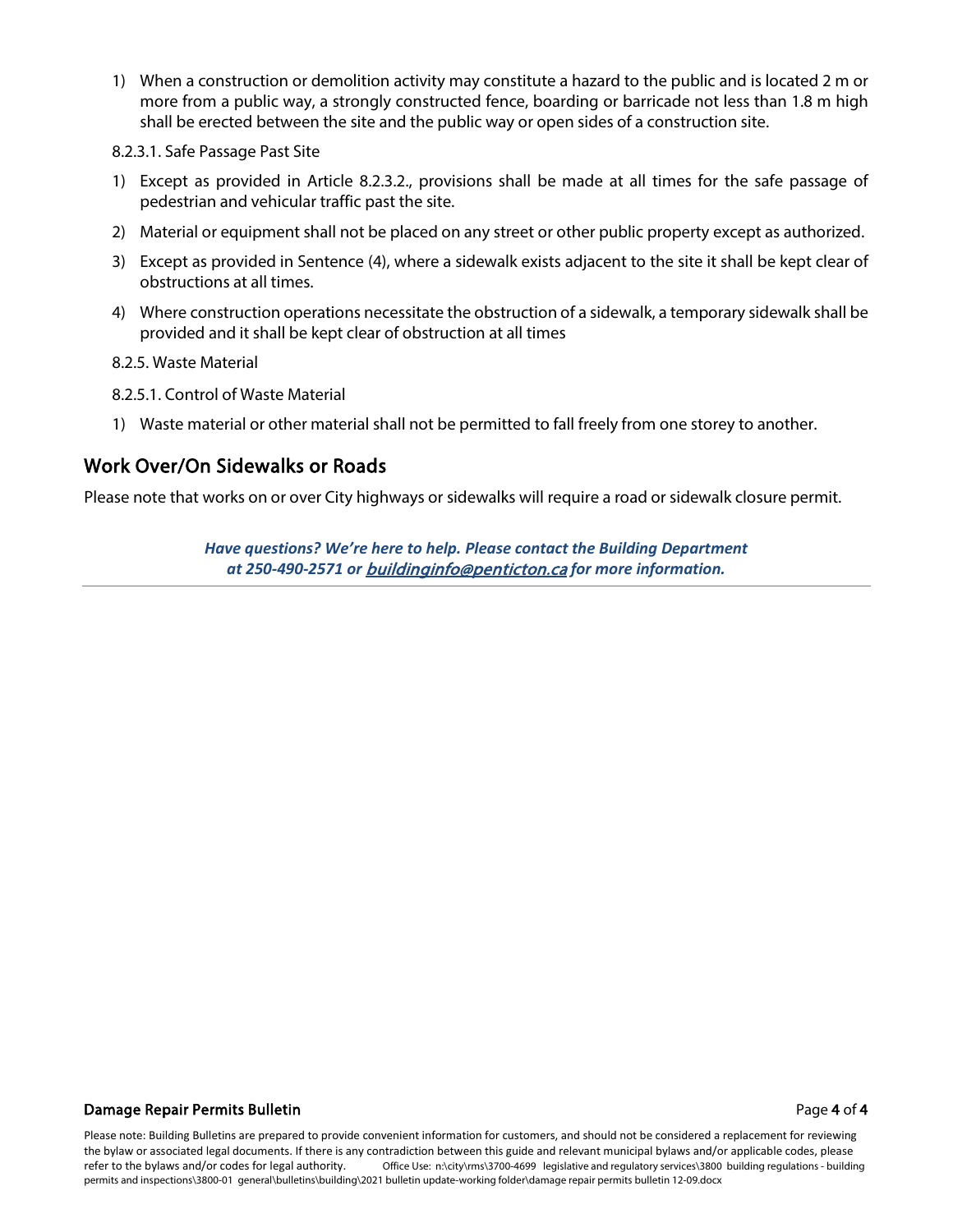1) When a construction or demolition activity may constitute a hazard to the public and is located 2 m or more from a public way, a strongly constructed fence, boarding or barricade not less than 1.8 m high shall be erected between the site and the public way or open sides of a construction site.

8.2.3.1. Safe Passage Past Site

1) Except as provided in Article 8.2.3.2., provisions shall be made at all times for the safe passage of pedestrian and vehicular traffic past the site.
2) Material or equipment shall not be placed on any street or other public property except as authorized.
3) Except as provided in Sentence (4), where a sidewalk exists adjacent to the site it shall be kept clear of obstructions at all times.
4) Where construction operations necessitate the obstruction of a sidewalk, a temporary sidewalk shall be provided and it shall be kept clear of obstruction at all times

8.2.5. Waste Material

8.2.5.1. Control of Waste Material

1) Waste material or other material shall not be permitted to fall freely from one storey to another.

## Work Over/On Sidewalks or Roads

Please note that works on or over City highways or sidewalks will require a road or sidewalk closure permit.

***Have questions? We're here to help. Please contact the Building Department at 250-490-2571 or buildinginfo@penticton.ca for more information.***

---

Please note: Building Bulletins are prepared to provide convenient information for customers, and should not be considered a replacement for reviewing the bylaw or associated legal documents. If there is any contradiction between this guide and relevant municipal bylaws and/or applicable codes, please refer to the bylaws and/or codes for legal authority. Office Use: n:\city\rms\3700-4699 legislative and regulatory services\3800 building regulations - building permits and inspections\3800-01 general\bulletins\building\2021 bulletin update-working folder\damage repair permits bulletin 12-09.docx